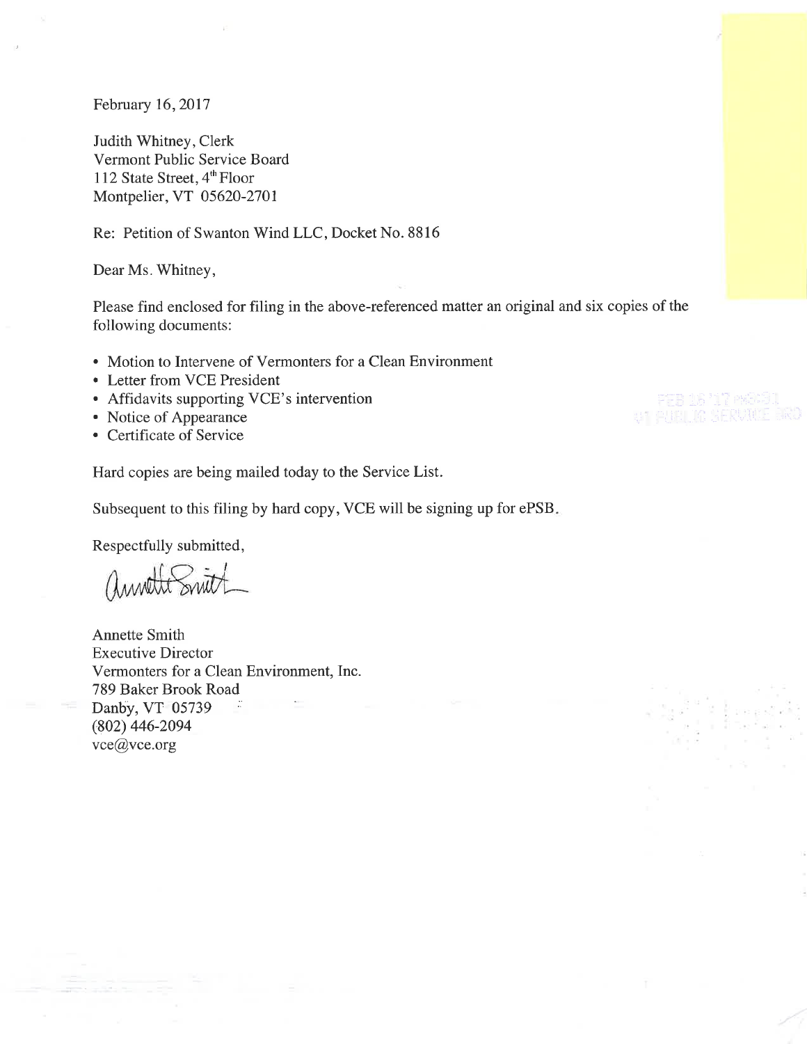February 16, 2017

Judith Whitney, Clerk
Vermont Public Service Board
112 State Street, 4th Floor
Montpelier, VT 05620-2701

Re: Petition of Swanton Wind LLC, Docket No. 8816

Dear Ms. Whitney,

Please find enclosed for filing in the above-referenced matter an original and six copies of the following documents:

- Motion to Intervene of Vermonters for a Clean Environment
- Letter from VCE President
- Affidavits supporting VCE's intervention
- Notice of Appearance
- Certificate of Service

Hard copies are being mailed today to the Service List.

Subsequent to this filing by hard copy, VCE will be signing up for ePSB.

Respectfully submitted,

Annette Smith
Executive Director
Vermonters for a Clean Environment, Inc.
789 Baker Brook Road
Danby, VT 05739
(802) 446-2094
vce@vce.org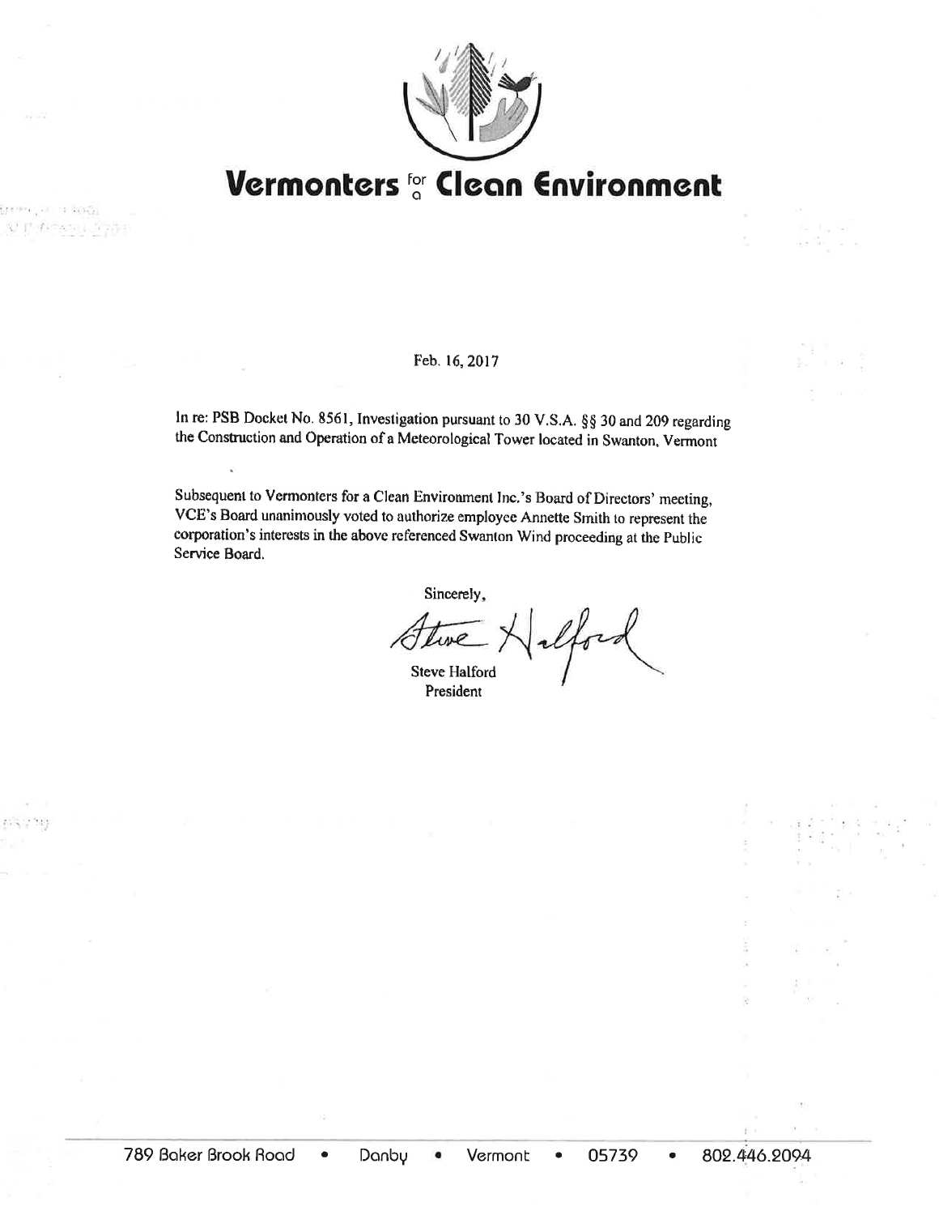# Vermonters for a Clean Environment

Feb. 16, 2017

In re: PSB Docket No. 8561, Investigation pursuant to 30 V.S.A. §§ 30 and 209 regarding the Construction and Operation of a Meteorological Tower located in Swanton, Vermont

Subsequent to Vermonters for a Clean Environment Inc.'s Board of Directors' meeting, VCE's Board unanimously voted to authorize employee Annette Smith to represent the corporation's interests in the above referenced Swanton Wind proceeding at the Public Service Board.

Sincerely,

Steve Halford
President

789 Baker Brook Road • Danby • Vermont • 05739 • 802.446.2094